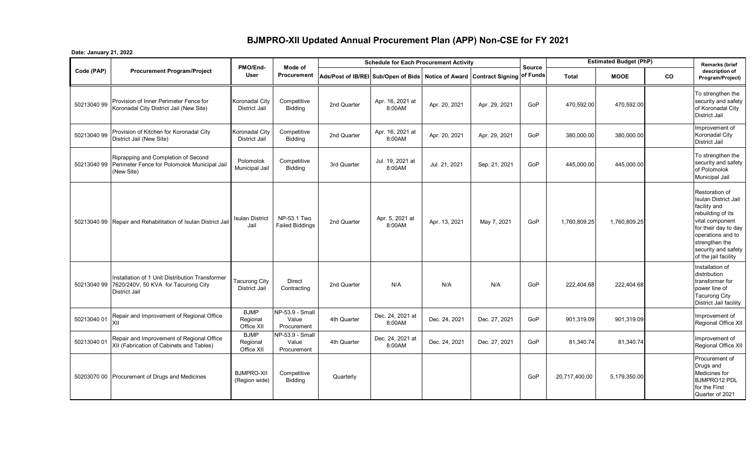# BJMPRO-XII Updated Annual Procurement Plan (APP) Non-CSE for FY 2021

**Date: January 21, 2022**

| Code (PAP) | Procurement Program/Project | PMO/End-User | Mode of Procurement | Schedule for Each Procurement Activity | | | | Source of Funds | Estimated Budget (PhP) | | | Remarks (brief description of Program/Project) |
|---|---|---|---|---|---|---|---|---|---|---|---|---|
| | | | | Ads/Post of IB/REI | Sub/Open of Bids | Notice of Award | Contract Signing | | Total | MOOE | CO | |
| 50213040 99 | Provision of Inner Perimeter Fence for Koronadal City District Jail (New Site) | Koronadal City District Jail | Competitive Bidding | 2nd Quarter | Apr. 16, 2021 at 8:00AM | Apr. 20, 2021 | Apr. 29, 2021 | GoP | 470,592.00 | 470,592.00 | | To strengthen the security and safety of Koronadal City District Jail |
| 50213040 99 | Provision of Kitchen for Koronadal City District Jail (New Site) | Koronadal City District Jail | Competitive Bidding | 2nd Quarter | Apr. 16, 2021 at 8:00AM | Apr. 20, 2021 | Apr. 29, 2021 | GoP | 380,000.00 | 380,000.00 | | Improvement of Koronadal City District Jail |
| 50213040 99 | Riprapping and Completion of Second Perimeter Fence for Polomolok Municipal Jail (New Site) | Polomolok Municipal Jail | Competitive Bidding | 3rd Quarter | Jul. 19, 2021 at 8:00AM | Jul. 21, 2021 | Sep. 21, 2021 | GoP | 445,000.00 | 445,000.00 | | To strengthen the security and safety of Polomolok Municipal Jail |
| 50213040 99 | Repair and Rehabilitation of Isulan District Jail | Isulan District Jail | NP-53.1 Two Failed Biddings | 2nd Quarter | Apr. 5, 2021 at 8:00AM | Apr. 13, 2021 | May 7, 2021 | GoP | 1,760,809.25 | 1,760,809.25 | | Restoration of Isulan District Jail facility and rebuilding of its vital component for their day to day operations and to strengthen the security and safety of the jail facility |
| 50213040 99 | Installation of 1 Unit Distribution Transformer 7620/240V, 50 KVA for Tacurong City District Jail | Tacurong City District Jail | Direct Contracting | 2nd Quarter | N/A | N/A | N/A | GoP | 222,404.68 | 222,404.68 | | Installation of distribution transformer for power line of Tacurong City District Jail facility |
| 50213040 01 | Repair and Improvement of Regional Office XII | BJMP Regional Office XII | NP-53.9 - Small Value Procurement | 4th Quarter | Dec. 24, 2021 at 8:00AM | Dec. 24, 2021 | Dec. 27, 2021 | GoP | 901,319.09 | 901,319.09 | | Improvement of Regional Office XII |
| 50213040 01 | Repair and Improvement of Regional Office XII (Fabrication of Cabinets and Tables) | BJMP Regional Office XII | NP-53.9 - Small Value Procurement | 4th Quarter | Dec. 24, 2021 at 8:00AM | Dec. 24, 2021 | Dec. 27, 2021 | GoP | 81,340.74 | 81,340.74 | | Improvement of Regional Office XII |
| 50203070 00 | Procurement of Drugs and Medicines | BJMPRO-XII (Region wide) | Competitive Bidding | Quarterly | | | | GoP | 20,717,400.00 | 5,179,350.00 | | Procurement of Drugs and Medicines for BJMPRO12 PDL for the First Quarter of 2021 |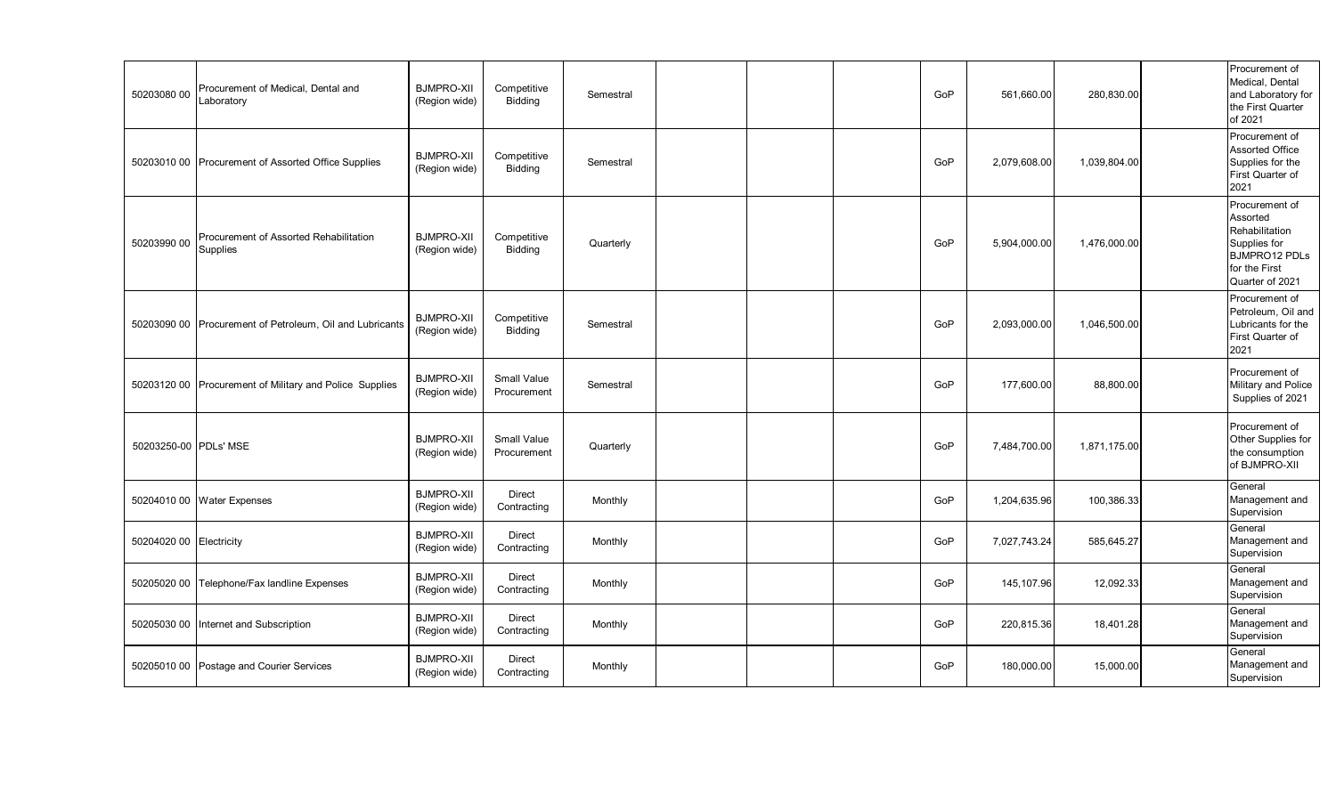| | | | | | | | | | | | | |
|---|---|---|---|---|---|---|---|---|---|---|---|---|
| 50203080 00 | Procurement of Medical, Dental and Laboratory | BJMPRO-XII (Region wide) | Competitive Bidding | Semestral | | | | GoP | 561,660.00 | 280,830.00 | | Procurement of Medical, Dental and Laboratory for the First Quarter of 2021 |
| 50203010 00 | Procurement of Assorted Office Supplies | BJMPRO-XII (Region wide) | Competitive Bidding | Semestral | | | | GoP | 2,079,608.00 | 1,039,804.00 | | Procurement of Assorted Office Supplies for the First Quarter of 2021 |
| 50203990 00 | Procurement of Assorted Rehabilitation Supplies | BJMPRO-XII (Region wide) | Competitive Bidding | Quarterly | | | | GoP | 5,904,000.00 | 1,476,000.00 | | Procurement of Assorted Rehabilitation Supplies for BJMPRO12 PDLs for the First Quarter of 2021 |
| 50203090 00 | Procurement of Petroleum, Oil and Lubricants | BJMPRO-XII (Region wide) | Competitive Bidding | Semestral | | | | GoP | 2,093,000.00 | 1,046,500.00 | | Procurement of Petroleum, Oil and Lubricants for the First Quarter of 2021 |
| 50203120 00 | Procurement of Military and Police Supplies | BJMPRO-XII (Region wide) | Small Value Procurement | Semestral | | | | GoP | 177,600.00 | 88,800.00 | | Procurement of Military and Police Supplies of 2021 |
| 50203250-00 | PDLs' MSE | BJMPRO-XII (Region wide) | Small Value Procurement | Quarterly | | | | GoP | 7,484,700.00 | 1,871,175.00 | | Procurement of Other Supplies for the consumption of BJMPRO-XII |
| 50204010 00 | Water Expenses | BJMPRO-XII (Region wide) | Direct Contracting | Monthly | | | | GoP | 1,204,635.96 | 100,386.33 | | General Management and Supervision |
| 50204020 00 | Electricity | BJMPRO-XII (Region wide) | Direct Contracting | Monthly | | | | GoP | 7,027,743.24 | 585,645.27 | | General Management and Supervision |
| 50205020 00 | Telephone/Fax landline Expenses | BJMPRO-XII (Region wide) | Direct Contracting | Monthly | | | | GoP | 145,107.96 | 12,092.33 | | General Management and Supervision |
| 50205030 00 | Internet and Subscription | BJMPRO-XII (Region wide) | Direct Contracting | Monthly | | | | GoP | 220,815.36 | 18,401.28 | | General Management and Supervision |
| 50205010 00 | Postage and Courier Services | BJMPRO-XII (Region wide) | Direct Contracting | Monthly | | | | GoP | 180,000.00 | 15,000.00 | | General Management and Supervision |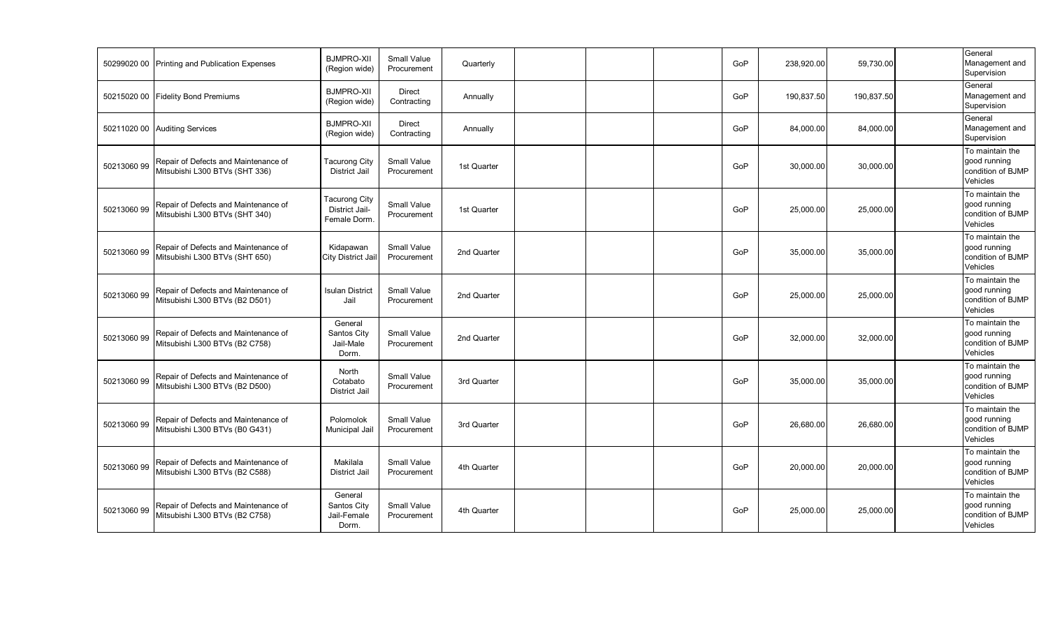| | | | | | | | | | | | | |
|---|---|---|---|---|---|---|---|---|---|---|---|---|
| 50299020 00 | Printing and Publication Expenses | BJMPRO-XII (Region wide) | Small Value Procurement | Quarterly | | | | GoP | 238,920.00 | 59,730.00 | | General Management and Supervision |
| 50215020 00 | Fidelity Bond Premiums | BJMPRO-XII (Region wide) | Direct Contracting | Annually | | | | GoP | 190,837.50 | 190,837.50 | | General Management and Supervision |
| 50211020 00 | Auditing Services | BJMPRO-XII (Region wide) | Direct Contracting | Annually | | | | GoP | 84,000.00 | 84,000.00 | | General Management and Supervision |
| 50213060 99 | Repair of Defects and Maintenance of Mitsubishi L300 BTVs (SHT 336) | Tacurong City District Jail | Small Value Procurement | 1st Quarter | | | | GoP | 30,000.00 | 30,000.00 | | To maintain the good running condition of BJMP Vehicles |
| 50213060 99 | Repair of Defects and Maintenance of Mitsubishi L300 BTVs (SHT 340) | Tacurong City District Jail-Female Dorm. | Small Value Procurement | 1st Quarter | | | | GoP | 25,000.00 | 25,000.00 | | To maintain the good running condition of BJMP Vehicles |
| 50213060 99 | Repair of Defects and Maintenance of Mitsubishi L300 BTVs (SHT 650) | Kidapawan City District Jail | Small Value Procurement | 2nd Quarter | | | | GoP | 35,000.00 | 35,000.00 | | To maintain the good running condition of BJMP Vehicles |
| 50213060 99 | Repair of Defects and Maintenance of Mitsubishi L300 BTVs (B2 D501) | Isulan District Jail | Small Value Procurement | 2nd Quarter | | | | GoP | 25,000.00 | 25,000.00 | | To maintain the good running condition of BJMP Vehicles |
| 50213060 99 | Repair of Defects and Maintenance of Mitsubishi L300 BTVs (B2 C758) | General Santos City Jail-Male Dorm. | Small Value Procurement | 2nd Quarter | | | | GoP | 32,000.00 | 32,000.00 | | To maintain the good running condition of BJMP Vehicles |
| 50213060 99 | Repair of Defects and Maintenance of Mitsubishi L300 BTVs (B2 D500) | North Cotabato District Jail | Small Value Procurement | 3rd Quarter | | | | GoP | 35,000.00 | 35,000.00 | | To maintain the good running condition of BJMP Vehicles |
| 50213060 99 | Repair of Defects and Maintenance of Mitsubishi L300 BTVs (B0 G431) | Polomolok Municipal Jail | Small Value Procurement | 3rd Quarter | | | | GoP | 26,680.00 | 26,680.00 | | To maintain the good running condition of BJMP Vehicles |
| 50213060 99 | Repair of Defects and Maintenance of Mitsubishi L300 BTVs (B2 C588) | Makilala District Jail | Small Value Procurement | 4th Quarter | | | | GoP | 20,000.00 | 20,000.00 | | To maintain the good running condition of BJMP Vehicles |
| 50213060 99 | Repair of Defects and Maintenance of Mitsubishi L300 BTVs (B2 C758) | General Santos City Jail-Female Dorm. | Small Value Procurement | 4th Quarter | | | | GoP | 25,000.00 | 25,000.00 | | To maintain the good running condition of BJMP Vehicles |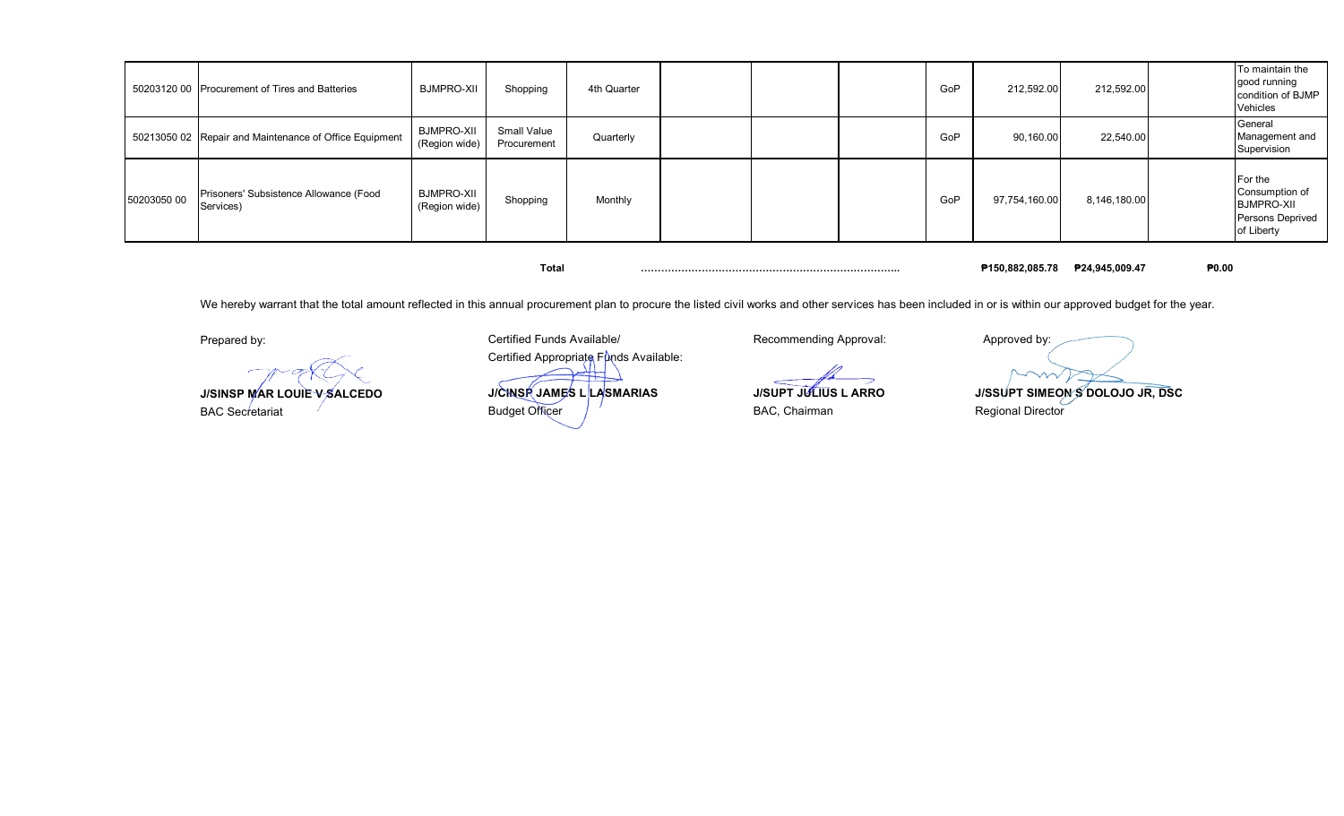| | | | | | | | | | | | | |
|---|---|---|---|---|---|---|---|---|---|---|---|---|
| 50203120 00 | Procurement of Tires and Batteries | BJMPRO-XII | Shopping | 4th Quarter | | | | GoP | 212,592.00 | 212,592.00 | | To maintain the good running condition of BJMP Vehicles |
| 50213050 02 | Repair and Maintenance of Office Equipment | BJMPRO-XII (Region wide) | Small Value Procurement | Quarterly | | | | GoP | 90,160.00 | 22,540.00 | | General Management and Supervision |
| 50203050 00 | Prisoners' Subsistence Allowance (Food Services) | BJMPRO-XII (Region wide) | Shopping | Monthly | | | | GoP | 97,754,160.00 | 8,146,180.00 | | For the Consumption of BJMPRO-XII Persons Deprived of Liberty |
| | | | Total | ………………………………………………………………….. | | | | | ₱150,882,085.78 | ₱24,945,009.47 | ₱0.00 | |

We hereby warrant that the total amount reflected in this annual procurement plan to procure the listed civil works and other services has been included in or is within our approved budget for the year.

Prepared by:

**J/SINSP MAR LOUIE V SALCEDO**
BAC Secretariat

Certified Funds Available/
Certified Appropriate Funds Available:

**J/CINSP JAMES L LASMARIAS**
Budget Officer

Recommending Approval:

**J/SUPT JULIUS L ARRO**
BAC, Chairman

Approved by:

**J/SSUPT SIMEON S DOLOJO JR, DSC**
Regional Director